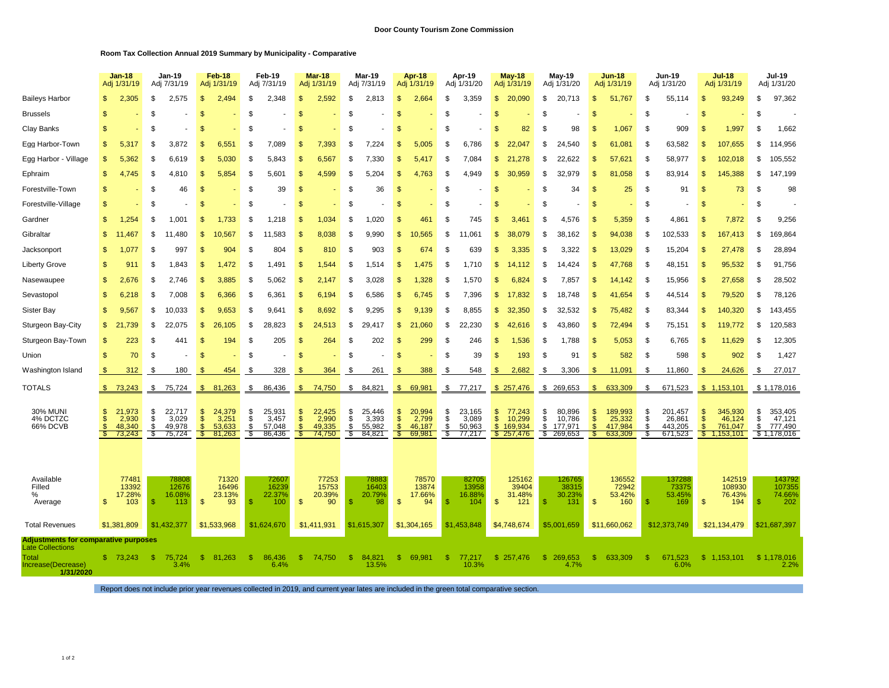**Door County Tourism Zone Commission**

**Room Tax Collection Annual 2019 Summary by Municipality - Comparative**

| | Jan-18 Adj 1/31/19 | Jan-19 Adj 7/31/19 | Feb-18 Adj 1/31/19 | Feb-19 Adj 7/31/19 | Mar-18 Adj 1/31/19 | Mar-19 Adj 7/31/19 | Apr-18 Adj 1/31/19 | Apr-19 Adj 1/31/20 | May-18 Adj 1/31/19 | May-19 Adj 1/31/20 | Jun-18 Adj 1/31/19 | Jun-19 Adj 1/31/20 | Jul-18 Adj 1/31/19 | Jul-19 Adj 1/31/20 |
|---|---|---|---|---|---|---|---|---|---|---|---|---|---|---|
| Baileys Harbor | $ 2,305 | $ 2,575 | $ 2,494 | $ 2,348 | $ 2,592 | $ 2,813 | $ 2,664 | $ 3,359 | $ 20,090 | $ 20,713 | $ 51,767 | $ 55,114 | $ 93,249 | $ 97,362 |
| Brussels | $ - | $ - | $ - | $ - | $ - | $ - | $ - | $ - | $ - | $ - | $ - | $ - | $ - | $ - |
| Clay Banks | $ - | $ - | $ - | $ - | $ - | $ - | $ - | $ - | $ 82 | $ 98 | $ 1,067 | $ 909 | $ 1,997 | $ 1,662 |
| Egg Harbor-Town | $ 5,317 | $ 3,872 | $ 6,551 | $ 7,089 | $ 7,393 | $ 7,224 | $ 5,005 | $ 6,786 | $ 22,047 | $ 24,540 | $ 61,081 | $ 63,582 | $ 107,655 | $ 114,956 |
| Egg Harbor - Village | $ 5,362 | $ 6,619 | $ 5,030 | $ 5,843 | $ 6,567 | $ 7,330 | $ 5,417 | $ 7,084 | $ 21,278 | $ 22,622 | $ 57,621 | $ 58,977 | $ 102,018 | $ 105,552 |
| Ephraim | $ 4,745 | $ 4,810 | $ 5,854 | $ 5,601 | $ 4,599 | $ 5,204 | $ 4,763 | $ 4,949 | $ 30,959 | $ 32,979 | $ 81,058 | $ 83,914 | $ 145,388 | $ 147,199 |
| Forestville-Town | $ - | $ 46 | $ - | $ 39 | $ - | $ 36 | $ - | $ - | $ - | $ 34 | $ 25 | $ 91 | $ 73 | $ 98 |
| Forestville-Village | $ - | $ - | $ - | $ - | $ - | $ - | $ - | $ - | $ - | $ - | $ - | $ - | $ - | $ - |
| Gardner | $ 1,254 | $ 1,001 | $ 1,733 | $ 1,218 | $ 1,034 | $ 1,020 | $ 461 | $ 745 | $ 3,461 | $ 4,576 | $ 5,359 | $ 4,861 | $ 7,872 | $ 9,256 |
| Gibraltar | $ 11,467 | $ 11,480 | $ 10,567 | $ 11,583 | $ 8,038 | $ 9,990 | $ 10,565 | $ 11,061 | $ 38,079 | $ 38,162 | $ 94,038 | $ 102,533 | $ 167,413 | $ 169,864 |
| Jacksonport | $ 1,077 | $ 997 | $ 904 | $ 804 | $ 810 | $ 903 | $ 674 | $ 639 | $ 3,335 | $ 3,322 | $ 13,029 | $ 15,204 | $ 27,478 | $ 28,894 |
| Liberty Grove | $ 911 | $ 1,843 | $ 1,472 | $ 1,491 | $ 1,544 | $ 1,514 | $ 1,475 | $ 1,710 | $ 14,112 | $ 14,424 | $ 47,768 | $ 48,151 | $ 95,532 | $ 91,756 |
| Nasewaupee | $ 2,676 | $ 2,746 | $ 3,885 | $ 5,062 | $ 2,147 | $ 3,028 | $ 1,328 | $ 1,570 | $ 6,824 | $ 7,857 | $ 14,142 | $ 15,956 | $ 27,658 | $ 28,502 |
| Sevastopol | $ 6,218 | $ 7,008 | $ 6,366 | $ 6,361 | $ 6,194 | $ 6,586 | $ 6,745 | $ 7,396 | $ 17,832 | $ 18,748 | $ 41,654 | $ 44,514 | $ 79,520 | $ 78,126 |
| Sister Bay | $ 9,567 | $ 10,033 | $ 9,653 | $ 9,641 | $ 8,692 | $ 9,295 | $ 9,139 | $ 8,855 | $ 32,350 | $ 32,532 | $ 75,482 | $ 83,344 | $ 140,320 | $ 143,455 |
| Sturgeon Bay-City | $ 21,739 | $ 22,075 | $ 26,105 | $ 28,823 | $ 24,513 | $ 29,417 | $ 21,060 | $ 22,230 | $ 42,616 | $ 43,860 | $ 72,494 | $ 75,151 | $ 119,772 | $ 120,583 |
| Sturgeon Bay-Town | $ 223 | $ 441 | $ 194 | $ 205 | $ 264 | $ 202 | $ 299 | $ 246 | $ 1,536 | $ 1,788 | $ 5,053 | $ 6,765 | $ 11,629 | $ 12,305 |
| Union | $ 70 | $ - | $ - | $ - | $ - | $ - | $ - | $ 39 | $ 193 | $ 91 | $ 582 | $ 598 | $ 902 | $ 1,427 |
| Washington Island | $ 312 | $ 180 | $ 454 | $ 328 | $ 364 | $ 261 | $ 388 | $ 548 | $ 2,682 | $ 3,306 | $ 11,091 | $ 11,860 | $ 24,626 | $ 27,017 |
| TOTALS | $ 73,243 | $ 75,724 | $ 81,263 | $ 86,436 | $ 74,750 | $ 84,821 | $ 69,981 | $ 77,217 | $ 257,476 | $ 269,653 | $ 633,309 | $ 671,523 | $ 1,153,101 | $ 1,178,016 |
| 30% MUNI | $ 21,973 | $ 22,717 | $ 24,379 | $ 25,931 | $ 22,425 | $ 25,446 | $ 20,994 | $ 23,165 | $ 77,243 | $ 80,896 | $ 189,993 | $ 201,457 | $ 345,930 | $ 353,405 |
| 4% DCTZC | $ 2,930 | $ 3,029 | $ 3,251 | $ 3,457 | $ 2,990 | $ 3,393 | $ 2,799 | $ 3,089 | $ 10,299 | $ 10,786 | $ 25,332 | $ 26,861 | $ 46,124 | $ 47,121 |
| 66% DCVB | $ 48,340 | $ 49,978 | $ 53,633 | $ 57,048 | $ 49,335 | $ 55,982 | $ 46,187 | $ 50,963 | $ 169,934 | $ 177,971 | $ 417,984 | $ 443,205 | $ 761,047 | $ 777,490 |
| | $ 73,243 | $ 75,724 | $ 81,263 | $ 86,436 | $ 74,750 | $ 84,821 | $ 69,981 | $ 77,217 | $ 257,476 | $ 269,653 | $ 633,309 | $ 671,523 | $ 1,153,101 | $ 1,178,016 |
| Available | 77481 | 78808 | 71320 | 72607 | 77253 | 78883 | 78570 | 82705 | 125162 | 126765 | 136552 | 137288 | 142519 | 143792 |
| Filled | 13392 | 12676 | 16496 | 16239 | 15753 | 16403 | 13874 | 13958 | 39404 | 38315 | 72942 | 73375 | 108930 | 107355 |
| % | 17.28% | 16.08% | 23.13% | 22.37% | 20.39% | 20.79% | 17.66% | 16.88% | 31.48% | 30.23% | 53.42% | 53.45% | 76.43% | 74.66% |
| Average | $ 103 | $ 113 | $ 93 | $ 100 | $ 90 | $ 98 | $ 94 | $ 104 | $ 121 | $ 131 | $ 160 | $ 169 | $ 194 | $ 202 |
| Total Revenues | $1,381,809 | $1,432,377 | $1,533,968 | $1,624,670 | $1,411,931 | $1,615,307 | $1,304,165 | $1,453,848 | $4,748,674 | $5,001,659 | $11,660,062 | $12,373,749 | $21,134,479 | $21,687,397 |
| **Adjustments for comparative purposes** | | | | | | | | | | | | | | |
| Late Collections | | | | | | | | | | | | | | |
| Total | $ 73,243 | $ 75,724 | $ 81,263 | $ 86,436 | $ 74,750 | $ 84,821 | $ 69,981 | $ 77,217 | $ 257,476 | $ 269,653 | $ 633,309 | $ 671,523 | $ 1,153,101 | $ 1,178,016 |
| Increase(Decrease) **1/31/2020** | | 3.4% | | 6.4% | | 13.5% | | 10.3% | | 4.7% | | 6.0% | | 2.2% |

Report does not include prior year revenues collected in 2019, and current year lates are included in the green total comparative section.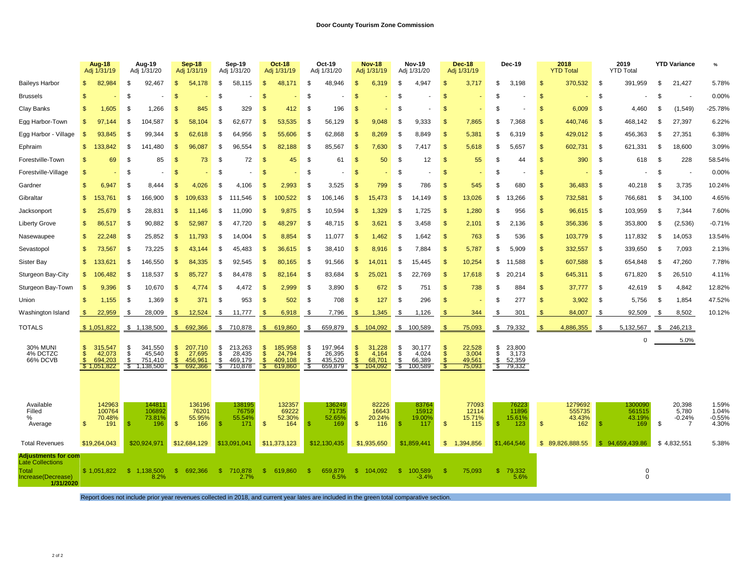# Door County Tourism Zone Commission

| | Aug-18 Adj 1/31/19 | Aug-19 Adj 1/31/20 | Sep-18 Adj 1/31/19 | Sep-19 Adj 1/31/20 | Oct-18 Adj 1/31/19 | Oct-19 Adj 1/31/20 | Nov-18 Adj 1/31/19 | Nov-19 Adj 1/31/20 | Dec-18 Adj 1/31/19 | Dec-19 | 2018 YTD Total | 2019 YTD Total | YTD Variance | % |
|---|---|---|---|---|---|---|---|---|---|---|---|---|---|---|
| Baileys Harbor | $ 82,984 | $ 92,467 | $ 54,178 | $ 58,115 | $ 48,171 | $ 48,946 | $ 6,319 | $ 4,947 | $ 3,717 | $ 3,198 | $ 370,532 | $ 391,959 | $ 21,427 | 5.78% |
| Brussels | $ - | $ - | $ - | $ - | $ - | $ - | $ - | $ - | $ - | $ - | $ - | $ - | $ - | 0.00% |
| Clay Banks | $ 1,605 | $ 1,266 | $ 845 | $ 329 | $ 412 | $ 196 | $ - | $ - | $ - | $ - | $ 6,009 | $ 4,460 | $ (1,549) | -25.78% |
| Egg Harbor-Town | $ 97,144 | $ 104,587 | $ 58,104 | $ 62,677 | $ 53,535 | $ 56,129 | $ 9,048 | $ 9,333 | $ 7,865 | $ 7,368 | $ 440,746 | $ 468,142 | $ 27,397 | 6.22% |
| Egg Harbor - Village | $ 93,845 | $ 99,344 | $ 62,618 | $ 64,956 | $ 55,606 | $ 62,868 | $ 8,269 | $ 8,849 | $ 5,381 | $ 6,319 | $ 429,012 | $ 456,363 | $ 27,351 | 6.38% |
| Ephraim | $ 133,842 | $ 141,480 | $ 96,087 | $ 96,554 | $ 82,188 | $ 85,567 | $ 7,630 | $ 7,417 | $ 5,618 | $ 5,657 | $ 602,731 | $ 621,331 | $ 18,600 | 3.09% |
| Forestville-Town | $ 69 | $ 85 | $ 73 | $ 72 | $ 45 | $ 61 | $ 50 | $ 12 | $ 55 | $ 44 | $ 390 | $ 618 | $ 228 | 58.54% |
| Forestville-Village | $ - | $ - | $ - | $ - | $ - | $ - | $ - | $ - | $ - | $ - | $ - | $ - | $ - | 0.00% |
| Gardner | $ 6,947 | $ 8,444 | $ 4,026 | $ 4,106 | $ 2,993 | $ 3,525 | $ 799 | $ 786 | $ 545 | $ 680 | $ 36,483 | $ 40,218 | $ 3,735 | 10.24% |
| Gibraltar | $ 153,761 | $ 166,900 | $ 109,633 | $ 111,546 | $ 100,522 | $ 106,146 | $ 15,473 | $ 14,149 | $ 13,026 | $ 13,266 | $ 732,581 | $ 766,681 | $ 34,100 | 4.65% |
| Jacksonport | $ 25,679 | $ 28,831 | $ 11,146 | $ 11,090 | $ 9,875 | $ 10,594 | $ 1,329 | $ 1,725 | $ 1,280 | $ 956 | $ 96,615 | $ 103,959 | $ 7,344 | 7.60% |
| Liberty Grove | $ 86,517 | $ 90,882 | $ 52,987 | $ 47,720 | $ 48,297 | $ 48,715 | $ 3,621 | $ 3,458 | $ 2,101 | $ 2,136 | $ 356,336 | $ 353,800 | $ (2,536) | -0.71% |
| Nasewaupee | $ 22,248 | $ 25,852 | $ 11,793 | $ 14,004 | $ 8,854 | $ 11,077 | $ 1,462 | $ 1,642 | $ 763 | $ 536 | $ 103,779 | $ 117,832 | $ 14,053 | 13.54% |
| Sevastopol | $ 73,567 | $ 73,225 | $ 43,144 | $ 45,483 | $ 36,615 | $ 38,410 | $ 8,916 | $ 7,884 | $ 5,787 | $ 5,909 | $ 332,557 | $ 339,650 | $ 7,093 | 2.13% |
| Sister Bay | $ 133,621 | $ 146,550 | $ 84,335 | $ 92,545 | $ 80,165 | $ 91,566 | $ 14,011 | $ 15,445 | $ 10,254 | $ 11,588 | $ 607,588 | $ 654,848 | $ 47,260 | 7.78% |
| Sturgeon Bay-City | $ 106,482 | $ 118,537 | $ 85,727 | $ 84,478 | $ 82,164 | $ 83,684 | $ 25,021 | $ 22,769 | $ 17,618 | $ 20,214 | $ 645,311 | $ 671,820 | $ 26,510 | 4.11% |
| Sturgeon Bay-Town | $ 9,396 | $ 10,670 | $ 4,774 | $ 4,472 | $ 2,999 | $ 3,890 | $ 672 | $ 751 | $ 738 | $ 884 | $ 37,777 | $ 42,619 | $ 4,842 | 12.82% |
| Union | $ 1,155 | $ 1,369 | $ 371 | $ 953 | $ 502 | $ 708 | $ 127 | $ 296 | $ - | $ 277 | $ 3,902 | $ 5,756 | $ 1,854 | 47.52% |
| Washington Island | $ 22,959 | $ 28,009 | $ 12,524 | $ 11,777 | $ 6,918 | $ 7,796 | $ 1,345 | $ 1,126 | $ 344 | $ 301 | $ 84,007 | $ 92,509 | $ 8,502 | 10.12% |
| TOTALS | $ 1,051,822 | $ 1,138,500 | $ 692,366 | $ 710,878 | $ 619,860 | $ 659,879 | $ 104,092 | $ 100,589 | $ 75,093 | $ 79,332 | $ 4,886,355 | $ 5,132,567 | $ 246,213 | |
| | | | | | | | | | | | | 0 | 5.0% | |
| 30% MUNI | $ 315,547 | $ 341,550 | $ 207,710 | $ 213,263 | $ 185,958 | $ 197,964 | $ 31,228 | $ 30,177 | $ 22,528 | $ 23,800 | | | | |
| 4% DCTZC | $ 42,073 | $ 45,540 | $ 27,695 | $ 28,435 | $ 24,794 | $ 26,395 | $ 4,164 | $ 4,024 | $ 3,004 | $ 3,173 | | | | |
| 66% DCVB | $ 694,203 | $ 751,410 | $ 456,961 | $ 469,179 | $ 409,108 | $ 435,520 | $ 68,701 | $ 66,389 | $ 49,561 | $ 52,359 | | | | |
| | $ 1,051,822 | $ 1,138,500 | $ 692,366 | $ 710,878 | $ 619,860 | $ 659,879 | $ 104,092 | $ 100,589 | $ 75,093 | $ 79,332 | | | | |
| Available | 142963 | 144811 | 136196 | 138195 | 132357 | 136249 | 82226 | 83764 | 77093 | 76223 | 1279692 | 1300090 | 20,398 | 1.59% |
| Filled | 100764 | 106892 | 76201 | 76759 | 69222 | 71735 | 16643 | 15912 | 12114 | 11896 | 555735 | 561515 | 5,780 | 1.04% |
| % | 70.48% | 73.81% | 55.95% | 55.54% | 52.30% | 52.65% | 20.24% | 19.00% | 15.71% | 15.61% | 43.43% | 43.19% | -0.24% | -0.55% |
| Average | $ 191 | $ 196 | $ 166 | $ 171 | $ 164 | $ 169 | $ 116 | $ 117 | $ 115 | $ 123 | $ 162 | $ 169 | $ 7 | 4.30% |
| Total Revenues | $19,264,043 | $20,924,971 | $12,684,129 | $13,091,041 | $11,373,123 | $12,130,435 | $1,935,650 | $1,859,441 | $ 1,394,856 | $1,464,546 | $ 89,826,888.55 | $ 94,659,439.86 | $ 4,832,551 | 5.38% |
| Adjustments for com Late Collections | | | | | | | | | | | | | | |
| Total | $ 1,051,822 | $ 1,138,500 | $ 692,366 | $ 710,878 | $ 619,860 | $ 659,879 | $ 104,092 | $ 100,589 | $ 75,093 | $ 79,332 | | 0 | | |
| Increase(Decrease) 1/31/2020 | | 8.2% | | 2.7% | | 6.5% | | -3.4% | | 5.6% | | 0 | | |

Report does not include prior year revenues collected in 2018, and current year lates are included in the green total comparative section.